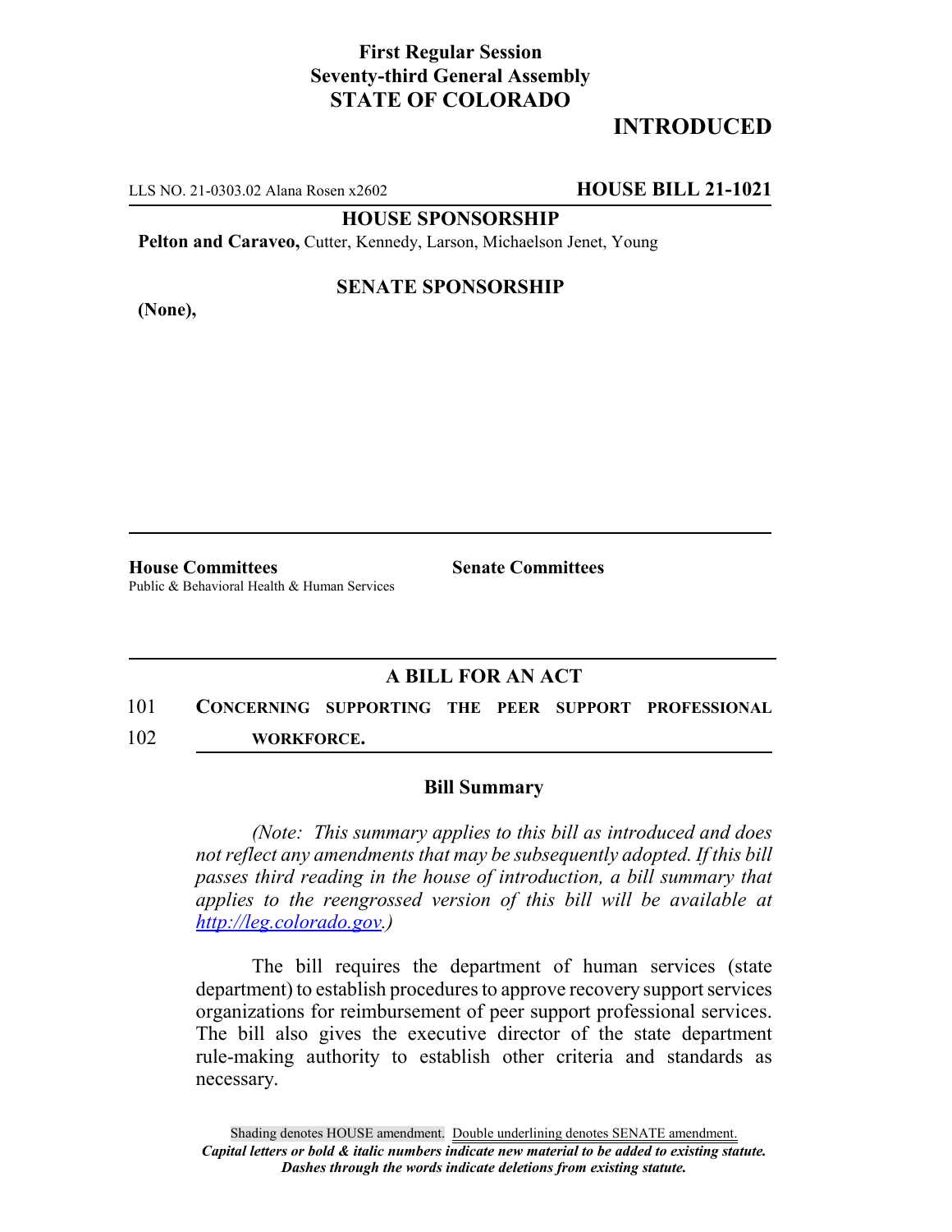**First Regular Session**
**Seventy-third General Assembly**
**STATE OF COLORADO**

# INTRODUCED

LLS NO. 21-0303.02 Alana Rosen x2602 **HOUSE BILL 21-1021**

**HOUSE SPONSORSHIP**

**Pelton and Caraveo,** Cutter, Kennedy, Larson, Michaelson Jenet, Young

**SENATE SPONSORSHIP**

**(None),**

**House Committees**
Public & Behavioral Health & Human Services

**Senate Committees**

## A BILL FOR AN ACT

101 **CONCERNING SUPPORTING THE PEER SUPPORT PROFESSIONAL**
102 **WORKFORCE.**

### Bill Summary

*(Note: This summary applies to this bill as introduced and does not reflect any amendments that may be subsequently adopted. If this bill passes third reading in the house of introduction, a bill summary that applies to the reengrossed version of this bill will be available at http://leg.colorado.gov.)*

The bill requires the department of human services (state department) to establish procedures to approve recovery support services organizations for reimbursement of peer support professional services. The bill also gives the executive director of the state department rule-making authority to establish other criteria and standards as necessary.

Shading denotes HOUSE amendment. Double underlining denotes SENATE amendment.
*Capital letters or bold & italic numbers indicate new material to be added to existing statute.*
*Dashes through the words indicate deletions from existing statute.*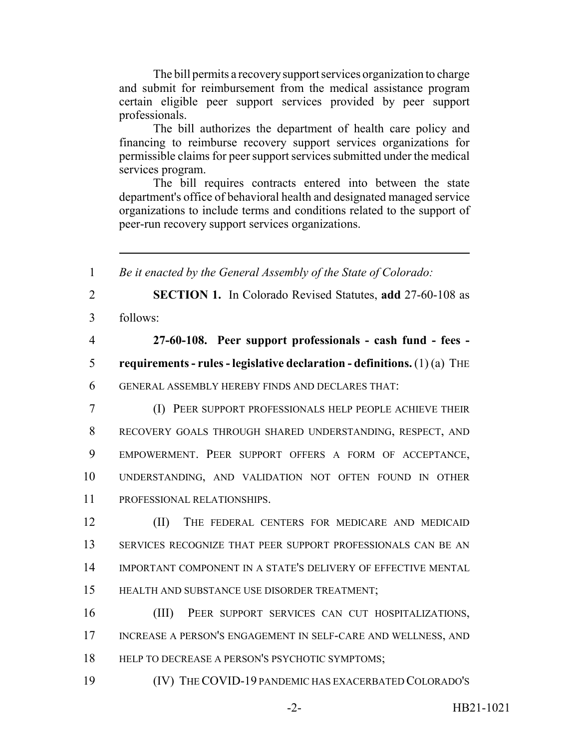The bill permits a recovery support services organization to charge and submit for reimbursement from the medical assistance program certain eligible peer support services provided by peer support professionals.

The bill authorizes the department of health care policy and financing to reimburse recovery support services organizations for permissible claims for peer support services submitted under the medical services program.

The bill requires contracts entered into between the state department's office of behavioral health and designated managed service organizations to include terms and conditions related to the support of peer-run recovery support services organizations.

---

1 *Be it enacted by the General Assembly of the State of Colorado:*

2 **SECTION 1.** In Colorado Revised Statutes, **add** 27-60-108 as
3 follows:

4 **27-60-108. Peer support professionals - cash fund - fees -**
5 **requirements - rules - legislative declaration - definitions.** (1) (a) THE
6 GENERAL ASSEMBLY HEREBY FINDS AND DECLARES THAT:

7 (I) PEER SUPPORT PROFESSIONALS HELP PEOPLE ACHIEVE THEIR
8 RECOVERY GOALS THROUGH SHARED UNDERSTANDING, RESPECT, AND
9 EMPOWERMENT. PEER SUPPORT OFFERS A FORM OF ACCEPTANCE,
10 UNDERSTANDING, AND VALIDATION NOT OFTEN FOUND IN OTHER
11 PROFESSIONAL RELATIONSHIPS.

12 (II) THE FEDERAL CENTERS FOR MEDICARE AND MEDICAID
13 SERVICES RECOGNIZE THAT PEER SUPPORT PROFESSIONALS CAN BE AN
14 IMPORTANT COMPONENT IN A STATE'S DELIVERY OF EFFECTIVE MENTAL
15 HEALTH AND SUBSTANCE USE DISORDER TREATMENT;

16 (III) PEER SUPPORT SERVICES CAN CUT HOSPITALIZATIONS,
17 INCREASE A PERSON'S ENGAGEMENT IN SELF-CARE AND WELLNESS, AND
18 HELP TO DECREASE A PERSON'S PSYCHOTIC SYMPTOMS;

19 (IV) THE COVID-19 PANDEMIC HAS EXACERBATED COLORADO'S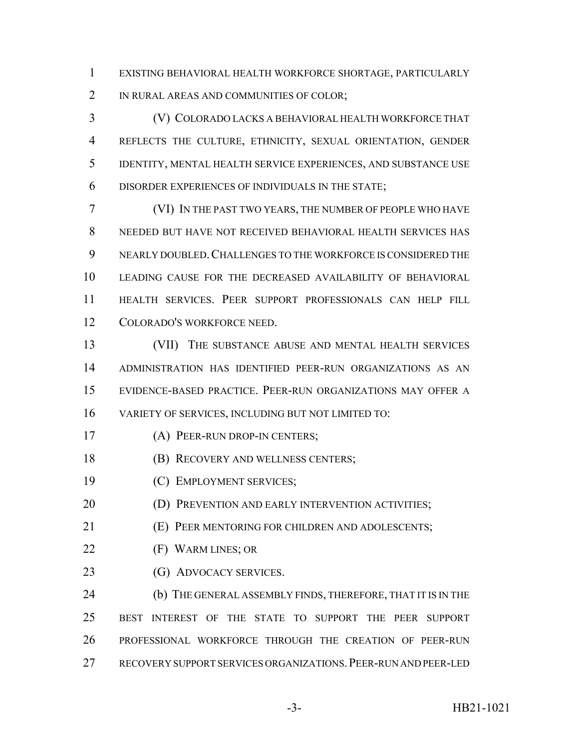EXISTING BEHAVIORAL HEALTH WORKFORCE SHORTAGE, PARTICULARLY IN RURAL AREAS AND COMMUNITIES OF COLOR;

(V) COLORADO LACKS A BEHAVIORAL HEALTH WORKFORCE THAT REFLECTS THE CULTURE, ETHNICITY, SEXUAL ORIENTATION, GENDER IDENTITY, MENTAL HEALTH SERVICE EXPERIENCES, AND SUBSTANCE USE DISORDER EXPERIENCES OF INDIVIDUALS IN THE STATE;

(VI) IN THE PAST TWO YEARS, THE NUMBER OF PEOPLE WHO HAVE NEEDED BUT HAVE NOT RECEIVED BEHAVIORAL HEALTH SERVICES HAS NEARLY DOUBLED. CHALLENGES TO THE WORKFORCE IS CONSIDERED THE LEADING CAUSE FOR THE DECREASED AVAILABILITY OF BEHAVIORAL HEALTH SERVICES. PEER SUPPORT PROFESSIONALS CAN HELP FILL COLORADO'S WORKFORCE NEED.

(VII) THE SUBSTANCE ABUSE AND MENTAL HEALTH SERVICES ADMINISTRATION HAS IDENTIFIED PEER-RUN ORGANIZATIONS AS AN EVIDENCE-BASED PRACTICE. PEER-RUN ORGANIZATIONS MAY OFFER A VARIETY OF SERVICES, INCLUDING BUT NOT LIMITED TO:

(A) PEER-RUN DROP-IN CENTERS;

(B) RECOVERY AND WELLNESS CENTERS;

(C) EMPLOYMENT SERVICES;

(D) PREVENTION AND EARLY INTERVENTION ACTIVITIES;

(E) PEER MENTORING FOR CHILDREN AND ADOLESCENTS;

(F) WARM LINES; OR

(G) ADVOCACY SERVICES.

(b) THE GENERAL ASSEMBLY FINDS, THEREFORE, THAT IT IS IN THE BEST INTEREST OF THE STATE TO SUPPORT THE PEER SUPPORT PROFESSIONAL WORKFORCE THROUGH THE CREATION OF PEER-RUN RECOVERY SUPPORT SERVICES ORGANIZATIONS. PEER-RUN AND PEER-LED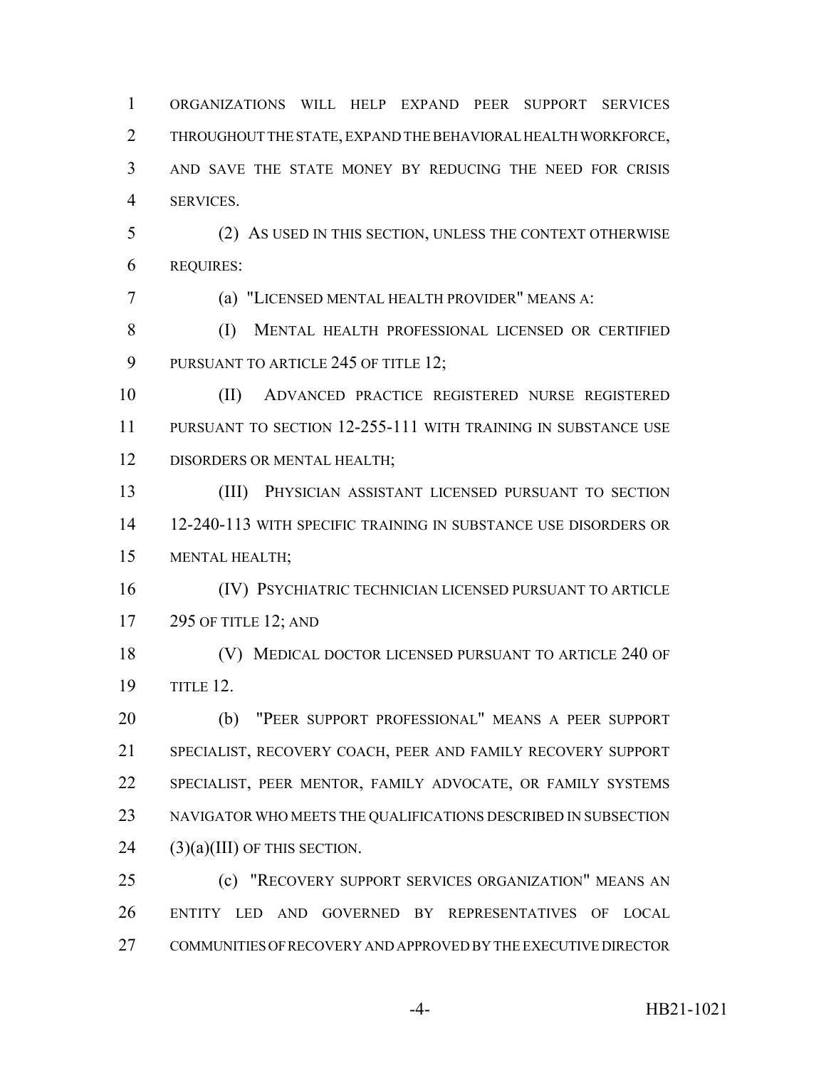ORGANIZATIONS WILL HELP EXPAND PEER SUPPORT SERVICES THROUGHOUT THE STATE, EXPAND THE BEHAVIORAL HEALTH WORKFORCE, AND SAVE THE STATE MONEY BY REDUCING THE NEED FOR CRISIS SERVICES.

(2) AS USED IN THIS SECTION, UNLESS THE CONTEXT OTHERWISE REQUIRES:

(a) "LICENSED MENTAL HEALTH PROVIDER" MEANS A:

(I) MENTAL HEALTH PROFESSIONAL LICENSED OR CERTIFIED PURSUANT TO ARTICLE 245 OF TITLE 12;

(II) ADVANCED PRACTICE REGISTERED NURSE REGISTERED PURSUANT TO SECTION 12-255-111 WITH TRAINING IN SUBSTANCE USE DISORDERS OR MENTAL HEALTH;

(III) PHYSICIAN ASSISTANT LICENSED PURSUANT TO SECTION 12-240-113 WITH SPECIFIC TRAINING IN SUBSTANCE USE DISORDERS OR MENTAL HEALTH;

(IV) PSYCHIATRIC TECHNICIAN LICENSED PURSUANT TO ARTICLE 295 OF TITLE 12; AND

(V) MEDICAL DOCTOR LICENSED PURSUANT TO ARTICLE 240 OF TITLE 12.

(b) "PEER SUPPORT PROFESSIONAL" MEANS A PEER SUPPORT SPECIALIST, RECOVERY COACH, PEER AND FAMILY RECOVERY SUPPORT SPECIALIST, PEER MENTOR, FAMILY ADVOCATE, OR FAMILY SYSTEMS NAVIGATOR WHO MEETS THE QUALIFICATIONS DESCRIBED IN SUBSECTION (3)(a)(III) OF THIS SECTION.

(c) "RECOVERY SUPPORT SERVICES ORGANIZATION" MEANS AN ENTITY LED AND GOVERNED BY REPRESENTATIVES OF LOCAL COMMUNITIES OF RECOVERY AND APPROVED BY THE EXECUTIVE DIRECTOR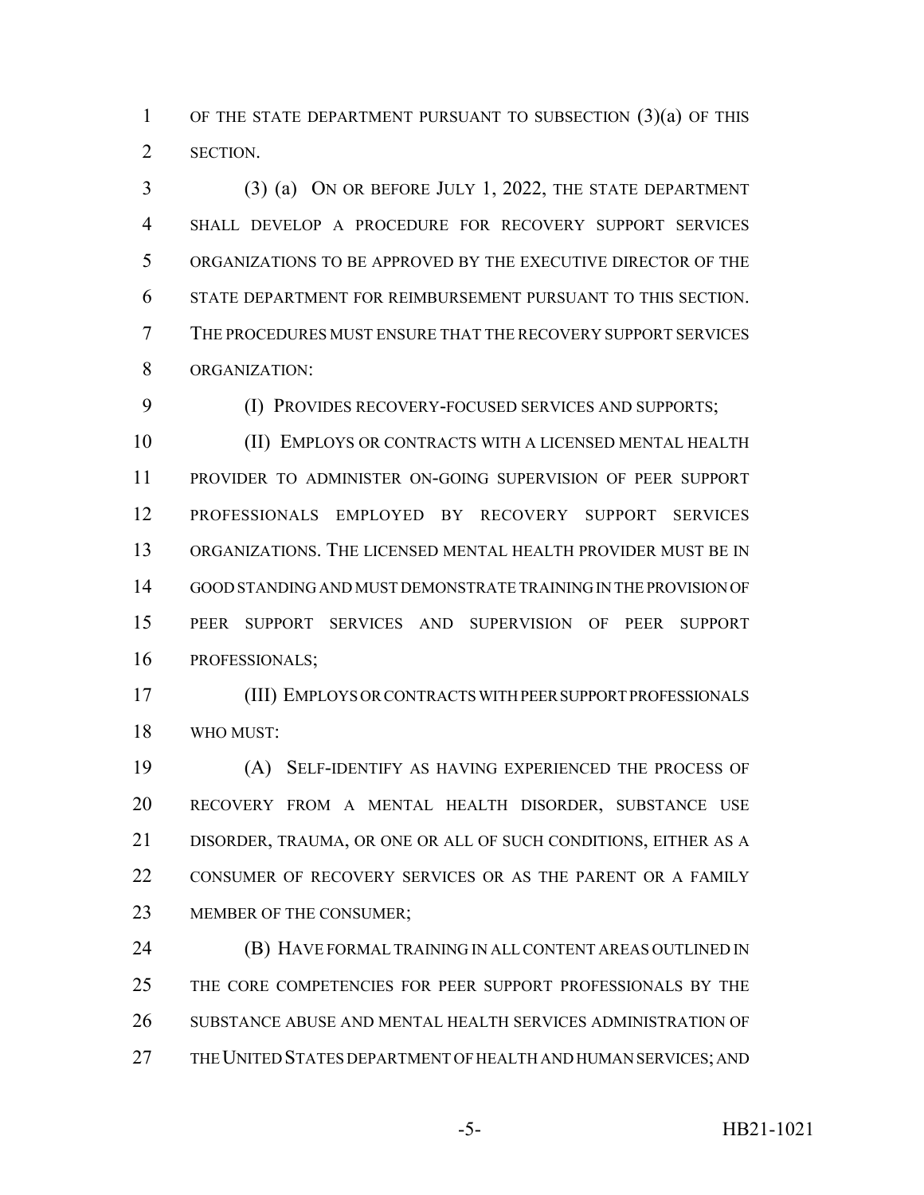OF THE STATE DEPARTMENT PURSUANT TO SUBSECTION (3)(a) OF THIS SECTION.

(3) (a) ON OR BEFORE JULY 1, 2022, THE STATE DEPARTMENT SHALL DEVELOP A PROCEDURE FOR RECOVERY SUPPORT SERVICES ORGANIZATIONS TO BE APPROVED BY THE EXECUTIVE DIRECTOR OF THE STATE DEPARTMENT FOR REIMBURSEMENT PURSUANT TO THIS SECTION. THE PROCEDURES MUST ENSURE THAT THE RECOVERY SUPPORT SERVICES ORGANIZATION:

(I) PROVIDES RECOVERY-FOCUSED SERVICES AND SUPPORTS;

(II) EMPLOYS OR CONTRACTS WITH A LICENSED MENTAL HEALTH PROVIDER TO ADMINISTER ON-GOING SUPERVISION OF PEER SUPPORT PROFESSIONALS EMPLOYED BY RECOVERY SUPPORT SERVICES ORGANIZATIONS. THE LICENSED MENTAL HEALTH PROVIDER MUST BE IN GOOD STANDING AND MUST DEMONSTRATE TRAINING IN THE PROVISION OF PEER SUPPORT SERVICES AND SUPERVISION OF PEER SUPPORT PROFESSIONALS;

(III) EMPLOYS OR CONTRACTS WITH PEER SUPPORT PROFESSIONALS WHO MUST:

(A) SELF-IDENTIFY AS HAVING EXPERIENCED THE PROCESS OF RECOVERY FROM A MENTAL HEALTH DISORDER, SUBSTANCE USE DISORDER, TRAUMA, OR ONE OR ALL OF SUCH CONDITIONS, EITHER AS A CONSUMER OF RECOVERY SERVICES OR AS THE PARENT OR A FAMILY MEMBER OF THE CONSUMER;

(B) HAVE FORMAL TRAINING IN ALL CONTENT AREAS OUTLINED IN THE CORE COMPETENCIES FOR PEER SUPPORT PROFESSIONALS BY THE SUBSTANCE ABUSE AND MENTAL HEALTH SERVICES ADMINISTRATION OF THE UNITED STATES DEPARTMENT OF HEALTH AND HUMAN SERVICES; AND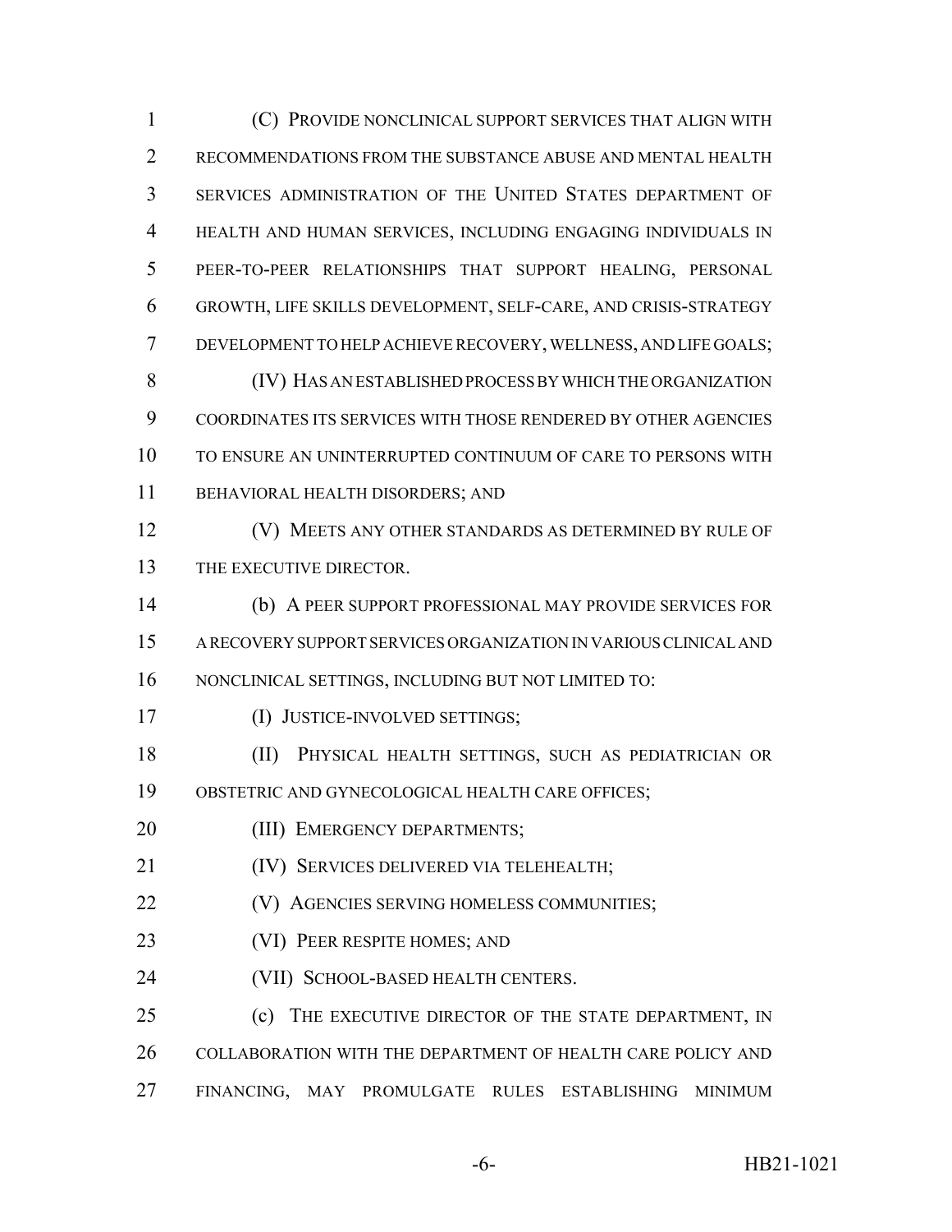(C) PROVIDE NONCLINICAL SUPPORT SERVICES THAT ALIGN WITH RECOMMENDATIONS FROM THE SUBSTANCE ABUSE AND MENTAL HEALTH SERVICES ADMINISTRATION OF THE UNITED STATES DEPARTMENT OF HEALTH AND HUMAN SERVICES, INCLUDING ENGAGING INDIVIDUALS IN PEER-TO-PEER RELATIONSHIPS THAT SUPPORT HEALING, PERSONAL GROWTH, LIFE SKILLS DEVELOPMENT, SELF-CARE, AND CRISIS-STRATEGY DEVELOPMENT TO HELP ACHIEVE RECOVERY, WELLNESS, AND LIFE GOALS;

(IV) HAS AN ESTABLISHED PROCESS BY WHICH THE ORGANIZATION COORDINATES ITS SERVICES WITH THOSE RENDERED BY OTHER AGENCIES TO ENSURE AN UNINTERRUPTED CONTINUUM OF CARE TO PERSONS WITH BEHAVIORAL HEALTH DISORDERS; AND

(V) MEETS ANY OTHER STANDARDS AS DETERMINED BY RULE OF THE EXECUTIVE DIRECTOR.

(b) A PEER SUPPORT PROFESSIONAL MAY PROVIDE SERVICES FOR A RECOVERY SUPPORT SERVICES ORGANIZATION IN VARIOUS CLINICAL AND NONCLINICAL SETTINGS, INCLUDING BUT NOT LIMITED TO:

(I) JUSTICE-INVOLVED SETTINGS;

(II) PHYSICAL HEALTH SETTINGS, SUCH AS PEDIATRICIAN OR OBSTETRIC AND GYNECOLOGICAL HEALTH CARE OFFICES;

(III) EMERGENCY DEPARTMENTS;

(IV) SERVICES DELIVERED VIA TELEHEALTH;

(V) AGENCIES SERVING HOMELESS COMMUNITIES;

(VI) PEER RESPITE HOMES; AND

(VII) SCHOOL-BASED HEALTH CENTERS.

(c) THE EXECUTIVE DIRECTOR OF THE STATE DEPARTMENT, IN COLLABORATION WITH THE DEPARTMENT OF HEALTH CARE POLICY AND FINANCING, MAY PROMULGATE RULES ESTABLISHING MINIMUM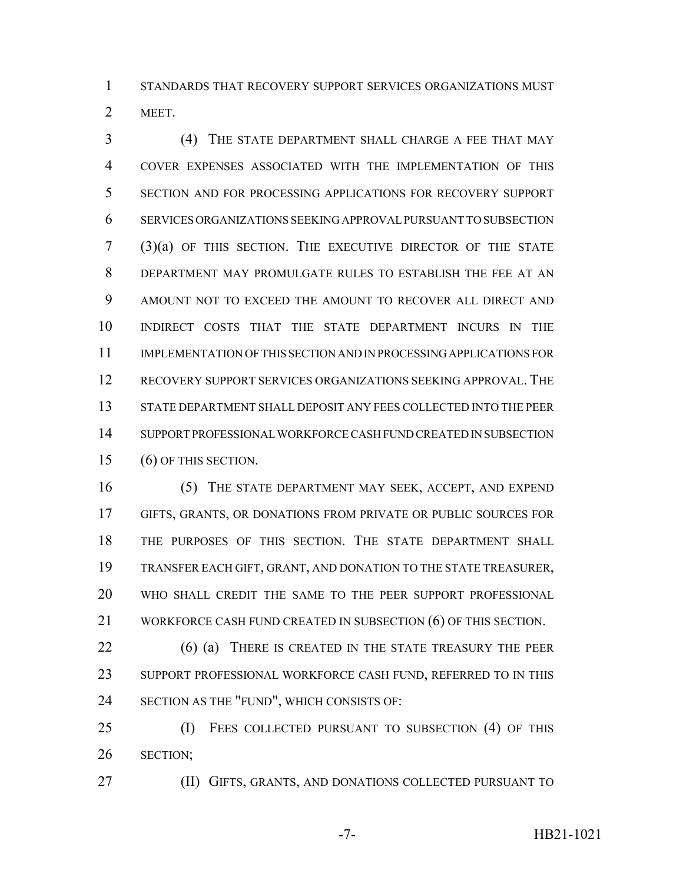STANDARDS THAT RECOVERY SUPPORT SERVICES ORGANIZATIONS MUST MEET.

(4) THE STATE DEPARTMENT SHALL CHARGE A FEE THAT MAY COVER EXPENSES ASSOCIATED WITH THE IMPLEMENTATION OF THIS SECTION AND FOR PROCESSING APPLICATIONS FOR RECOVERY SUPPORT SERVICES ORGANIZATIONS SEEKING APPROVAL PURSUANT TO SUBSECTION (3)(a) OF THIS SECTION. THE EXECUTIVE DIRECTOR OF THE STATE DEPARTMENT MAY PROMULGATE RULES TO ESTABLISH THE FEE AT AN AMOUNT NOT TO EXCEED THE AMOUNT TO RECOVER ALL DIRECT AND INDIRECT COSTS THAT THE STATE DEPARTMENT INCURS IN THE IMPLEMENTATION OF THIS SECTION AND IN PROCESSING APPLICATIONS FOR RECOVERY SUPPORT SERVICES ORGANIZATIONS SEEKING APPROVAL. THE STATE DEPARTMENT SHALL DEPOSIT ANY FEES COLLECTED INTO THE PEER SUPPORT PROFESSIONAL WORKFORCE CASH FUND CREATED IN SUBSECTION (6) OF THIS SECTION.

(5) THE STATE DEPARTMENT MAY SEEK, ACCEPT, AND EXPEND GIFTS, GRANTS, OR DONATIONS FROM PRIVATE OR PUBLIC SOURCES FOR THE PURPOSES OF THIS SECTION. THE STATE DEPARTMENT SHALL TRANSFER EACH GIFT, GRANT, AND DONATION TO THE STATE TREASURER, WHO SHALL CREDIT THE SAME TO THE PEER SUPPORT PROFESSIONAL WORKFORCE CASH FUND CREATED IN SUBSECTION (6) OF THIS SECTION.

(6) (a) THERE IS CREATED IN THE STATE TREASURY THE PEER SUPPORT PROFESSIONAL WORKFORCE CASH FUND, REFERRED TO IN THIS SECTION AS THE "FUND", WHICH CONSISTS OF:

(I) FEES COLLECTED PURSUANT TO SUBSECTION (4) OF THIS SECTION;

(II) GIFTS, GRANTS, AND DONATIONS COLLECTED PURSUANT TO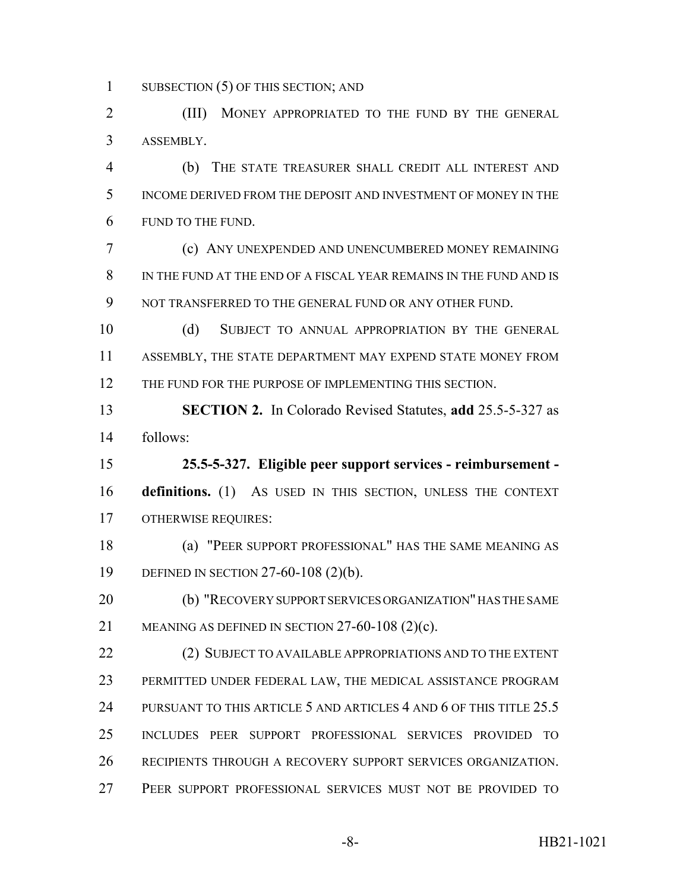SUBSECTION (5) OF THIS SECTION; AND

(III) MONEY APPROPRIATED TO THE FUND BY THE GENERAL ASSEMBLY.

(b) THE STATE TREASURER SHALL CREDIT ALL INTEREST AND INCOME DERIVED FROM THE DEPOSIT AND INVESTMENT OF MONEY IN THE FUND TO THE FUND.

(c) ANY UNEXPENDED AND UNENCUMBERED MONEY REMAINING IN THE FUND AT THE END OF A FISCAL YEAR REMAINS IN THE FUND AND IS NOT TRANSFERRED TO THE GENERAL FUND OR ANY OTHER FUND.

(d) SUBJECT TO ANNUAL APPROPRIATION BY THE GENERAL ASSEMBLY, THE STATE DEPARTMENT MAY EXPEND STATE MONEY FROM THE FUND FOR THE PURPOSE OF IMPLEMENTING THIS SECTION.

**SECTION 2.** In Colorado Revised Statutes, **add** 25.5-5-327 as follows:

**25.5-5-327. Eligible peer support services - reimbursement - definitions.** (1) AS USED IN THIS SECTION, UNLESS THE CONTEXT OTHERWISE REQUIRES:

(a) "PEER SUPPORT PROFESSIONAL" HAS THE SAME MEANING AS DEFINED IN SECTION 27-60-108 (2)(b).

(b) "RECOVERY SUPPORT SERVICES ORGANIZATION" HAS THE SAME MEANING AS DEFINED IN SECTION 27-60-108 (2)(c).

(2) SUBJECT TO AVAILABLE APPROPRIATIONS AND TO THE EXTENT PERMITTED UNDER FEDERAL LAW, THE MEDICAL ASSISTANCE PROGRAM PURSUANT TO THIS ARTICLE 5 AND ARTICLES 4 AND 6 OF THIS TITLE 25.5 INCLUDES PEER SUPPORT PROFESSIONAL SERVICES PROVIDED TO RECIPIENTS THROUGH A RECOVERY SUPPORT SERVICES ORGANIZATION. PEER SUPPORT PROFESSIONAL SERVICES MUST NOT BE PROVIDED TO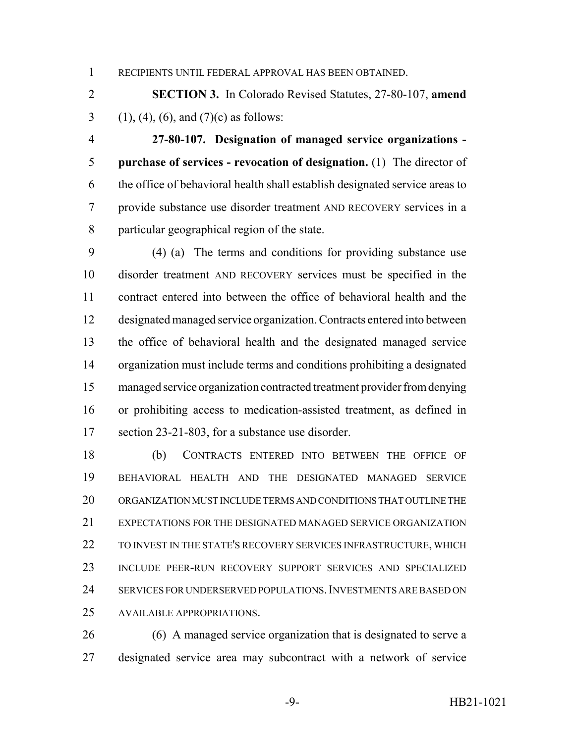RECIPIENTS UNTIL FEDERAL APPROVAL HAS BEEN OBTAINED.

**SECTION 3.** In Colorado Revised Statutes, 27-80-107, **amend** (1), (4), (6), and (7)(c) as follows:

**27-80-107. Designation of managed service organizations - purchase of services - revocation of designation.** (1) The director of the office of behavioral health shall establish designated service areas to provide substance use disorder treatment AND RECOVERY services in a particular geographical region of the state.

(4) (a) The terms and conditions for providing substance use disorder treatment AND RECOVERY services must be specified in the contract entered into between the office of behavioral health and the designated managed service organization. Contracts entered into between the office of behavioral health and the designated managed service organization must include terms and conditions prohibiting a designated managed service organization contracted treatment provider from denying or prohibiting access to medication-assisted treatment, as defined in section 23-21-803, for a substance use disorder.

(b) CONTRACTS ENTERED INTO BETWEEN THE OFFICE OF BEHAVIORAL HEALTH AND THE DESIGNATED MANAGED SERVICE ORGANIZATION MUST INCLUDE TERMS AND CONDITIONS THAT OUTLINE THE EXPECTATIONS FOR THE DESIGNATED MANAGED SERVICE ORGANIZATION TO INVEST IN THE STATE'S RECOVERY SERVICES INFRASTRUCTURE, WHICH INCLUDE PEER-RUN RECOVERY SUPPORT SERVICES AND SPECIALIZED SERVICES FOR UNDERSERVED POPULATIONS. INVESTMENTS ARE BASED ON AVAILABLE APPROPRIATIONS.

(6) A managed service organization that is designated to serve a designated service area may subcontract with a network of service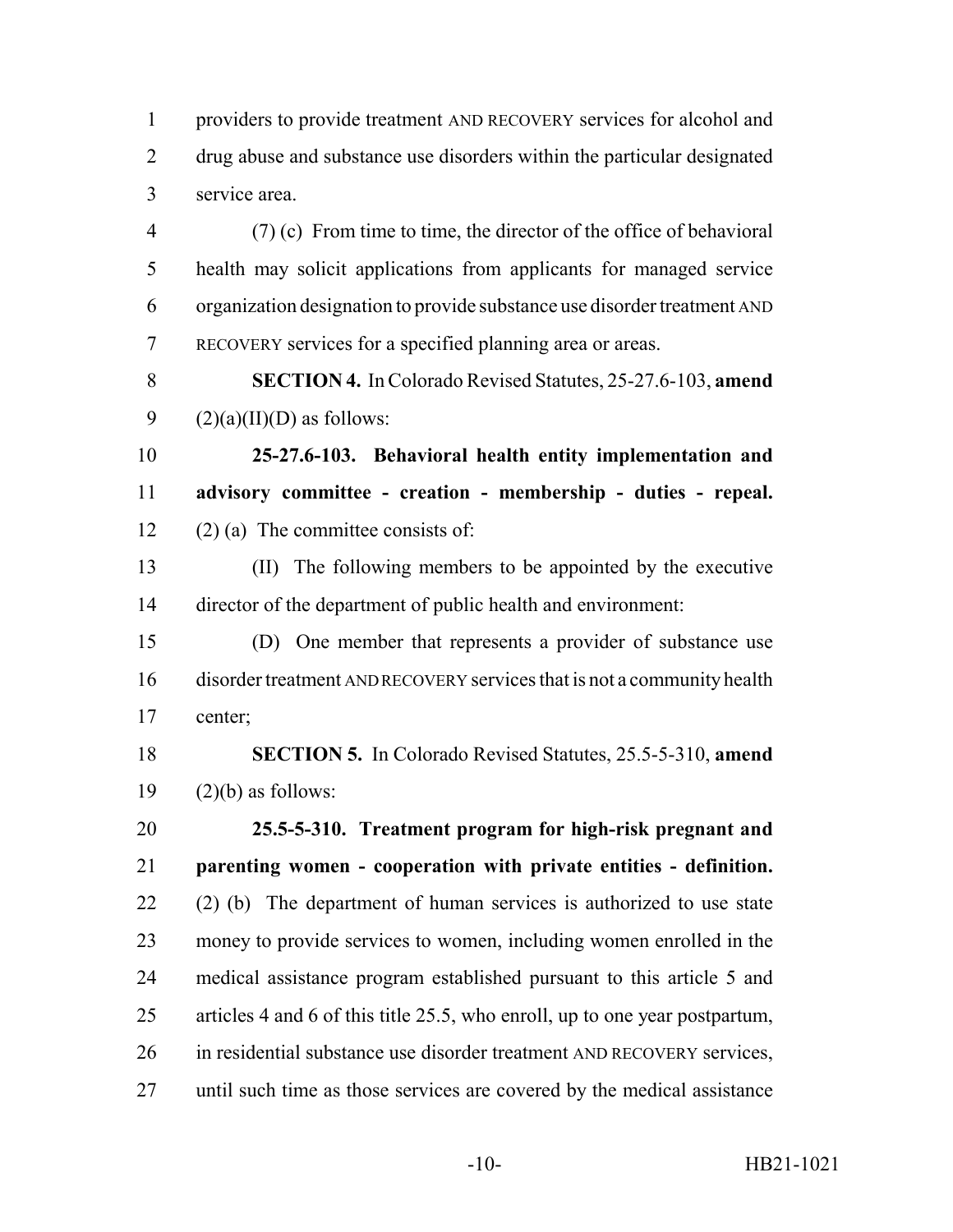providers to provide treatment AND RECOVERY services for alcohol and drug abuse and substance use disorders within the particular designated service area.

(7) (c) From time to time, the director of the office of behavioral health may solicit applications from applicants for managed service organization designation to provide substance use disorder treatment AND RECOVERY services for a specified planning area or areas.

**SECTION 4.** In Colorado Revised Statutes, 25-27.6-103, **amend** (2)(a)(II)(D) as follows:

**25-27.6-103. Behavioral health entity implementation and advisory committee - creation - membership - duties - repeal.** (2) (a) The committee consists of:

(II) The following members to be appointed by the executive director of the department of public health and environment:

(D) One member that represents a provider of substance use disorder treatment AND RECOVERY services that is not a community health center;

**SECTION 5.** In Colorado Revised Statutes, 25.5-5-310, **amend** (2)(b) as follows:

**25.5-5-310. Treatment program for high-risk pregnant and parenting women - cooperation with private entities - definition.** (2) (b) The department of human services is authorized to use state money to provide services to women, including women enrolled in the medical assistance program established pursuant to this article 5 and articles 4 and 6 of this title 25.5, who enroll, up to one year postpartum, in residential substance use disorder treatment AND RECOVERY services, until such time as those services are covered by the medical assistance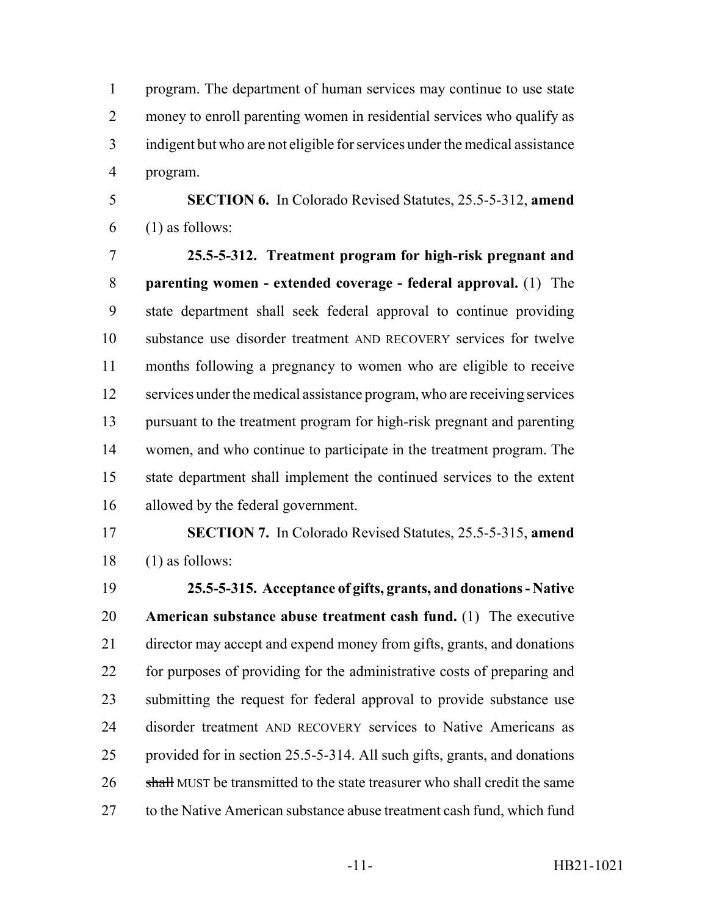program. The department of human services may continue to use state money to enroll parenting women in residential services who qualify as indigent but who are not eligible for services under the medical assistance program.

**SECTION 6.** In Colorado Revised Statutes, 25.5-5-312, **amend** (1) as follows:

**25.5-5-312. Treatment program for high-risk pregnant and parenting women - extended coverage - federal approval.** (1) The state department shall seek federal approval to continue providing substance use disorder treatment AND RECOVERY services for twelve months following a pregnancy to women who are eligible to receive services under the medical assistance program, who are receiving services pursuant to the treatment program for high-risk pregnant and parenting women, and who continue to participate in the treatment program. The state department shall implement the continued services to the extent allowed by the federal government.

**SECTION 7.** In Colorado Revised Statutes, 25.5-5-315, **amend** (1) as follows:

**25.5-5-315. Acceptance of gifts, grants, and donations - Native American substance abuse treatment cash fund.** (1) The executive director may accept and expend money from gifts, grants, and donations for purposes of providing for the administrative costs of preparing and submitting the request for federal approval to provide substance use disorder treatment AND RECOVERY services to Native Americans as provided for in section 25.5-5-314. All such gifts, grants, and donations ~~shall~~ MUST be transmitted to the state treasurer who shall credit the same to the Native American substance abuse treatment cash fund, which fund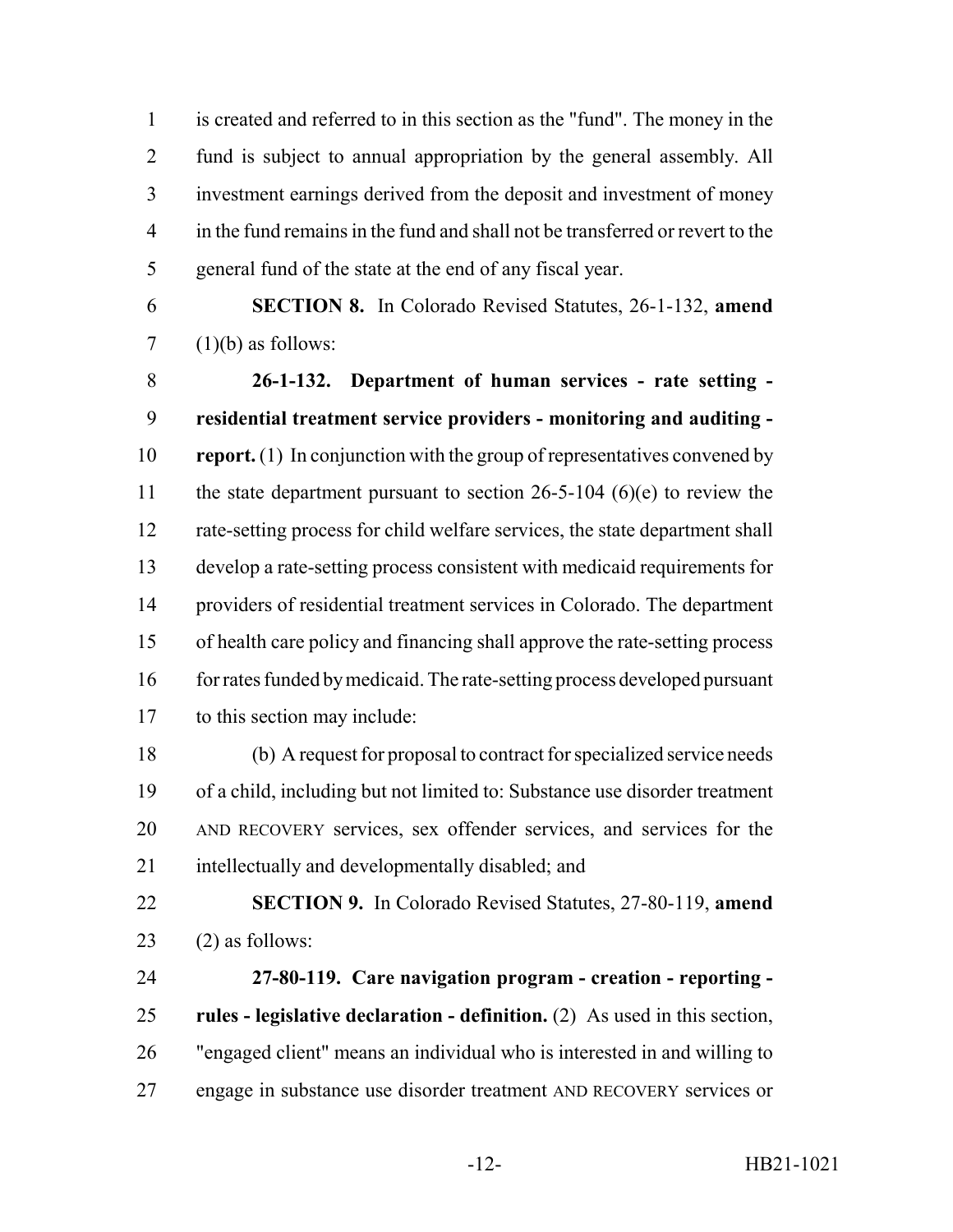is created and referred to in this section as the "fund". The money in the fund is subject to annual appropriation by the general assembly. All investment earnings derived from the deposit and investment of money in the fund remains in the fund and shall not be transferred or revert to the general fund of the state at the end of any fiscal year.

**SECTION 8.** In Colorado Revised Statutes, 26-1-132, **amend** (1)(b) as follows:

**26-1-132. Department of human services - rate setting - residential treatment service providers - monitoring and auditing - report.** (1) In conjunction with the group of representatives convened by the state department pursuant to section 26-5-104 (6)(e) to review the rate-setting process for child welfare services, the state department shall develop a rate-setting process consistent with medicaid requirements for providers of residential treatment services in Colorado. The department of health care policy and financing shall approve the rate-setting process for rates funded by medicaid. The rate-setting process developed pursuant to this section may include:

(b) A request for proposal to contract for specialized service needs of a child, including but not limited to: Substance use disorder treatment AND RECOVERY services, sex offender services, and services for the intellectually and developmentally disabled; and

**SECTION 9.** In Colorado Revised Statutes, 27-80-119, **amend** (2) as follows:

**27-80-119. Care navigation program - creation - reporting - rules - legislative declaration - definition.** (2) As used in this section, "engaged client" means an individual who is interested in and willing to engage in substance use disorder treatment AND RECOVERY services or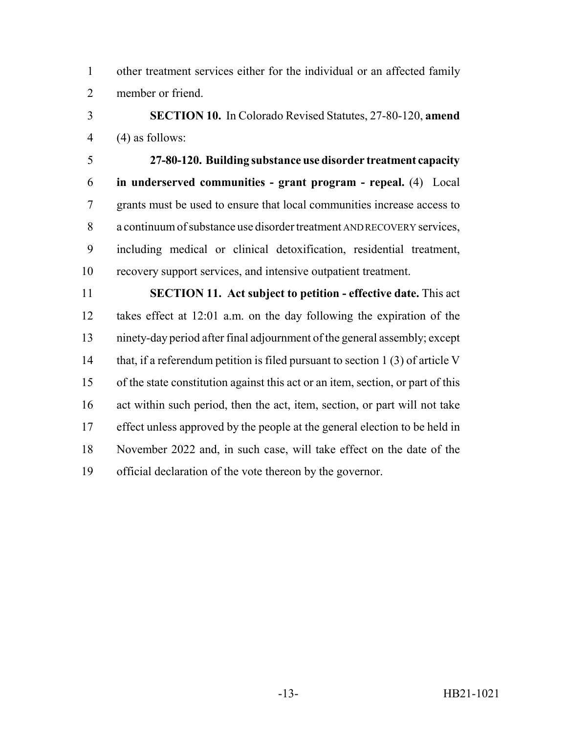other treatment services either for the individual or an affected family member or friend.

**SECTION 10.** In Colorado Revised Statutes, 27-80-120, **amend** (4) as follows:

**27-80-120. Building substance use disorder treatment capacity in underserved communities - grant program - repeal.** (4) Local grants must be used to ensure that local communities increase access to a continuum of substance use disorder treatment AND RECOVERY services, including medical or clinical detoxification, residential treatment, recovery support services, and intensive outpatient treatment.

**SECTION 11. Act subject to petition - effective date.** This act takes effect at 12:01 a.m. on the day following the expiration of the ninety-day period after final adjournment of the general assembly; except that, if a referendum petition is filed pursuant to section 1 (3) of article V of the state constitution against this act or an item, section, or part of this act within such period, then the act, item, section, or part will not take effect unless approved by the people at the general election to be held in November 2022 and, in such case, will take effect on the date of the official declaration of the vote thereon by the governor.